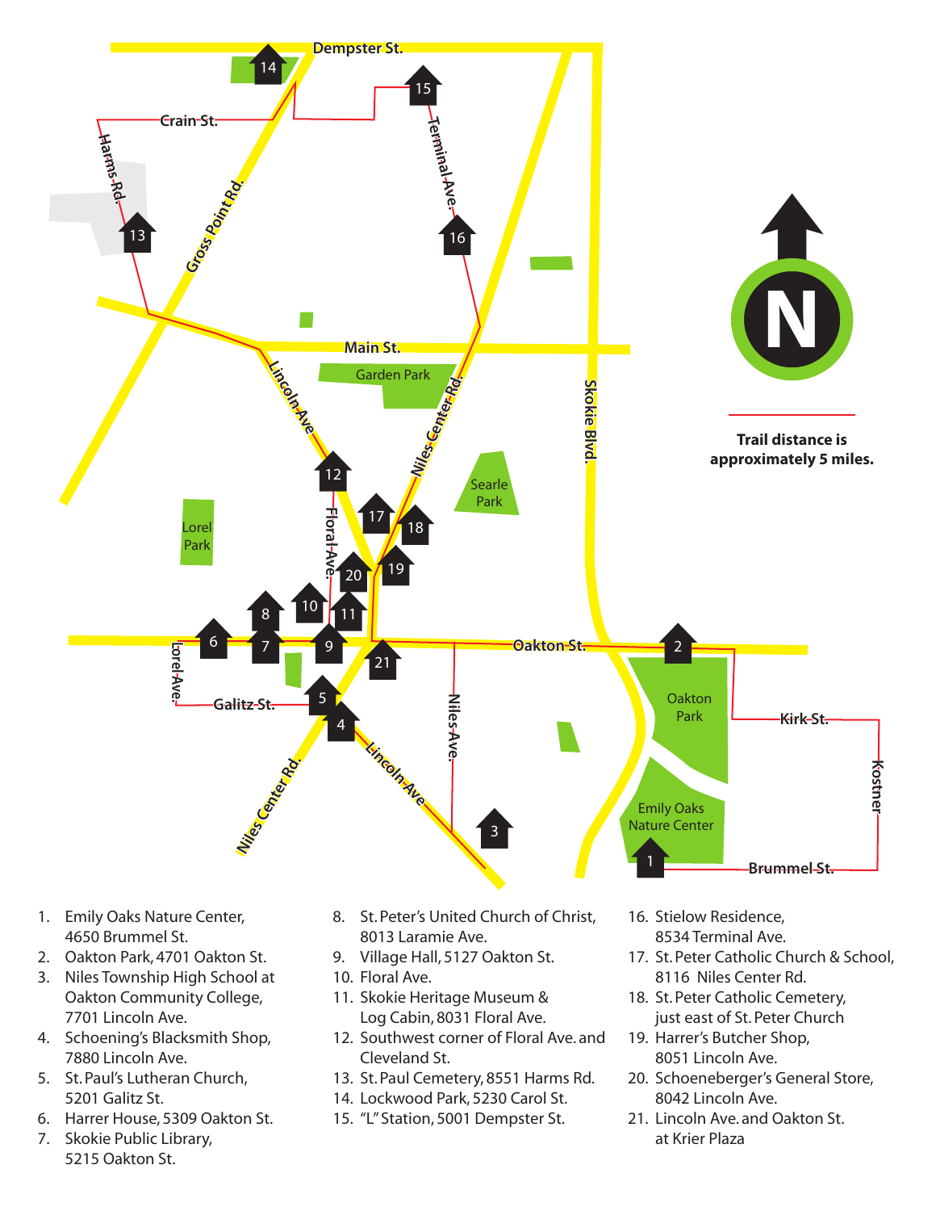Trail distance is approximately 5 miles.

1. Emily Oaks Nature Center, 4650 Brummel St.
2. Oakton Park, 4701 Oakton St.
3. Niles Township High School at Oakton Community College, 7701 Lincoln Ave.
4. Schoening's Blacksmith Shop, 7880 Lincoln Ave.
5. St. Paul's Lutheran Church, 5201 Galitz St.
6. Harrer House, 5309 Oakton St.
7. Skokie Public Library, 5215 Oakton St.
8. St. Peter's United Church of Christ, 8013 Laramie Ave.
9. Village Hall, 5127 Oakton St.
10. Floral Ave.
11. Skokie Heritage Museum & Log Cabin, 8031 Floral Ave.
12. Southwest corner of Floral Ave. and Cleveland St.
13. St. Paul Cemetery, 8551 Harms Rd.
14. Lockwood Park, 5230 Carol St.
15. "L" Station, 5001 Dempster St.
16. Stielow Residence, 8534 Terminal Ave.
17. St. Peter Catholic Church & School, 8116 Niles Center Rd.
18. St. Peter Catholic Cemetery, just east of St. Peter Church
19. Harrer's Butcher Shop, 8051 Lincoln Ave.
20. Schoeneberger's General Store, 8042 Lincoln Ave.
21. Lincoln Ave. and Oakton St. at Krier Plaza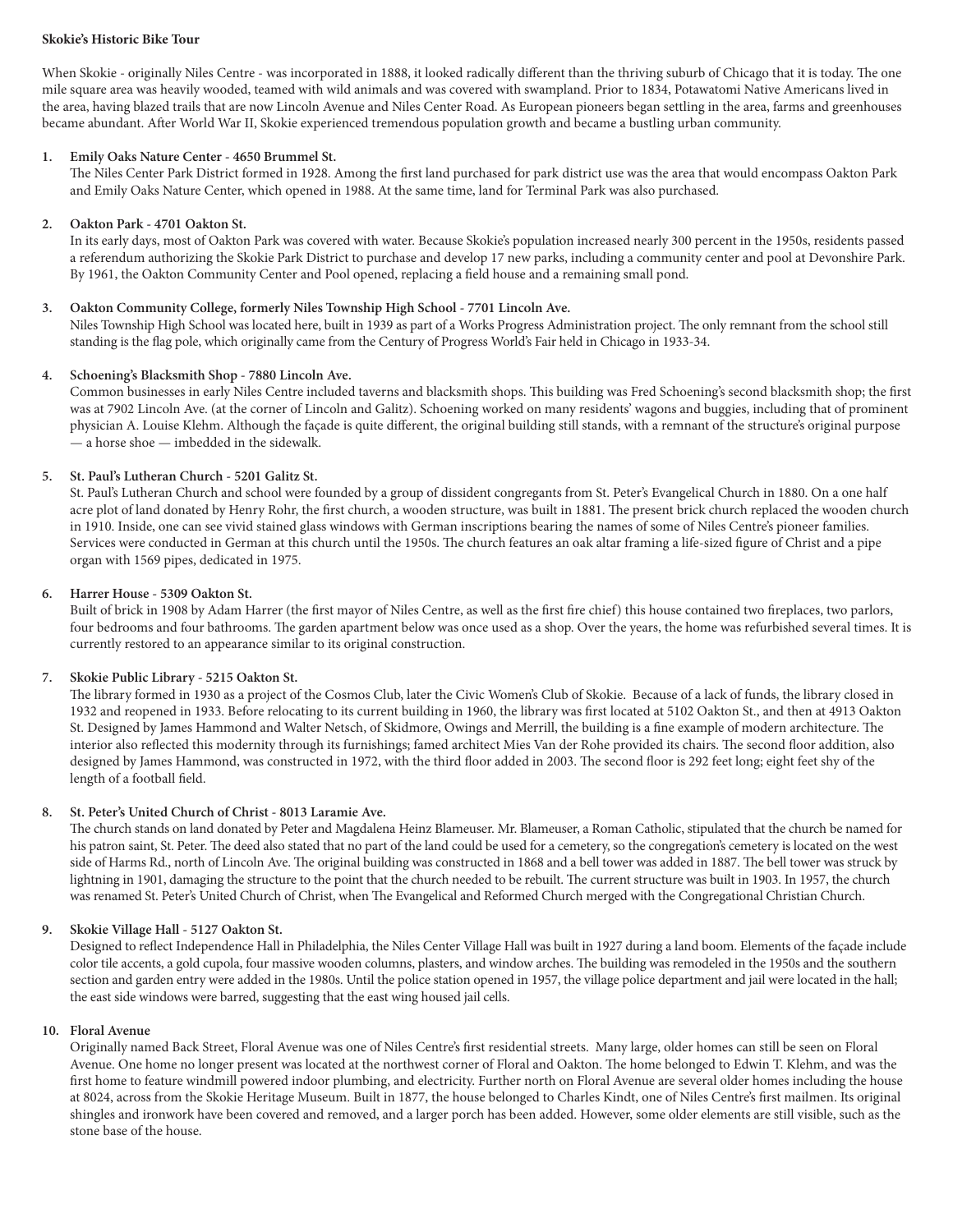**Skokie's Historic Bike Tour**

When Skokie - originally Niles Centre - was incorporated in 1888, it looked radically different than the thriving suburb of Chicago that it is today. The one mile square area was heavily wooded, teamed with wild animals and was covered with swampland. Prior to 1834, Potawatomi Native Americans lived in the area, having blazed trails that are now Lincoln Avenue and Niles Center Road. As European pioneers began settling in the area, farms and greenhouses became abundant. After World War II, Skokie experienced tremendous population growth and became a bustling urban community.

1. **Emily Oaks Nature Center - 4650 Brummel St.**
   The Niles Center Park District formed in 1928. Among the first land purchased for park district use was the area that would encompass Oakton Park and Emily Oaks Nature Center, which opened in 1988. At the same time, land for Terminal Park was also purchased.

2. **Oakton Park - 4701 Oakton St.**
   In its early days, most of Oakton Park was covered with water. Because Skokie's population increased nearly 300 percent in the 1950s, residents passed a referendum authorizing the Skokie Park District to purchase and develop 17 new parks, including a community center and pool at Devonshire Park. By 1961, the Oakton Community Center and Pool opened, replacing a field house and a remaining small pond.

3. **Oakton Community College, formerly Niles Township High School - 7701 Lincoln Ave.**
   Niles Township High School was located here, built in 1939 as part of a Works Progress Administration project. The only remnant from the school still standing is the flag pole, which originally came from the Century of Progress World's Fair held in Chicago in 1933-34.

4. **Schoening's Blacksmith Shop - 7880 Lincoln Ave.**
   Common businesses in early Niles Centre included taverns and blacksmith shops. This building was Fred Schoening's second blacksmith shop; the first was at 7902 Lincoln Ave. (at the corner of Lincoln and Galitz). Schoening worked on many residents' wagons and buggies, including that of prominent physician A. Louise Klehm. Although the façade is quite different, the original building still stands, with a remnant of the structure's original purpose — a horse shoe — imbedded in the sidewalk.

5. **St. Paul's Lutheran Church - 5201 Galitz St.**
   St. Paul's Lutheran Church and school were founded by a group of dissident congregants from St. Peter's Evangelical Church in 1880. On a one half acre plot of land donated by Henry Rohr, the first church, a wooden structure, was built in 1881. The present brick church replaced the wooden church in 1910. Inside, one can see vivid stained glass windows with German inscriptions bearing the names of some of Niles Centre's pioneer families. Services were conducted in German at this church until the 1950s. The church features an oak altar framing a life-sized figure of Christ and a pipe organ with 1569 pipes, dedicated in 1975.

6. **Harrer House - 5309 Oakton St.**
   Built of brick in 1908 by Adam Harrer (the first mayor of Niles Centre, as well as the first fire chief) this house contained two fireplaces, two parlors, four bedrooms and four bathrooms. The garden apartment below was once used as a shop. Over the years, the home was refurbished several times. It is currently restored to an appearance similar to its original construction.

7. **Skokie Public Library - 5215 Oakton St.**
   The library formed in 1930 as a project of the Cosmos Club, later the Civic Women's Club of Skokie. Because of a lack of funds, the library closed in 1932 and reopened in 1933. Before relocating to its current building in 1960, the library was first located at 5102 Oakton St., and then at 4913 Oakton St. Designed by James Hammond and Walter Netsch, of Skidmore, Owings and Merrill, the building is a fine example of modern architecture. The interior also reflected this modernity through its furnishings; famed architect Mies Van der Rohe provided its chairs. The second floor addition, also designed by James Hammond, was constructed in 1972, with the third floor added in 2003. The second floor is 292 feet long; eight feet shy of the length of a football field.

8. **St. Peter's United Church of Christ - 8013 Laramie Ave.**
   The church stands on land donated by Peter and Magdalena Heinz Blameuser. Mr. Blameuser, a Roman Catholic, stipulated that the church be named for his patron saint, St. Peter. The deed also stated that no part of the land could be used for a cemetery, so the congregation's cemetery is located on the west side of Harms Rd., north of Lincoln Ave. The original building was constructed in 1868 and a bell tower was added in 1887. The bell tower was struck by lightning in 1901, damaging the structure to the point that the church needed to be rebuilt. The current structure was built in 1903. In 1957, the church was renamed St. Peter's United Church of Christ, when The Evangelical and Reformed Church merged with the Congregational Christian Church.

9. **Skokie Village Hall - 5127 Oakton St.**
   Designed to reflect Independence Hall in Philadelphia, the Niles Center Village Hall was built in 1927 during a land boom. Elements of the façade include color tile accents, a gold cupola, four massive wooden columns, plasters, and window arches. The building was remodeled in the 1950s and the southern section and garden entry were added in the 1980s. Until the police station opened in 1957, the village police department and jail were located in the hall; the east side windows were barred, suggesting that the east wing housed jail cells.

10. **Floral Avenue**
    Originally named Back Street, Floral Avenue was one of Niles Centre's first residential streets. Many large, older homes can still be seen on Floral Avenue. One home no longer present was located at the northwest corner of Floral and Oakton. The home belonged to Edwin T. Klehm, and was the first home to feature windmill powered indoor plumbing, and electricity. Further north on Floral Avenue are several older homes including the house at 8024, across from the Skokie Heritage Museum. Built in 1877, the house belonged to Charles Kindt, one of Niles Centre's first mailmen. Its original shingles and ironwork have been covered and removed, and a larger porch has been added. However, some older elements are still visible, such as the stone base of the house.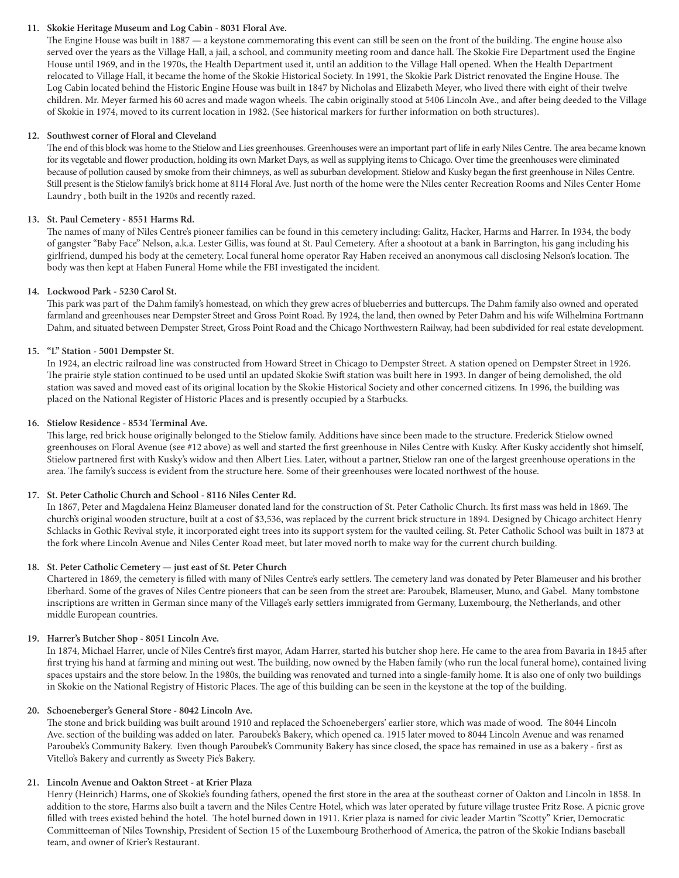11. **Skokie Heritage Museum and Log Cabin - 8031 Floral Ave.**
    The Engine House was built in 1887 — a keystone commemorating this event can still be seen on the front of the building. The engine house also served over the years as the Village Hall, a jail, a school, and community meeting room and dance hall. The Skokie Fire Department used the Engine House until 1969, and in the 1970s, the Health Department used it, until an addition to the Village Hall opened. When the Health Department relocated to Village Hall, it became the home of the Skokie Historical Society. In 1991, the Skokie Park District renovated the Engine House. The Log Cabin located behind the Historic Engine House was built in 1847 by Nicholas and Elizabeth Meyer, who lived there with eight of their twelve children. Mr. Meyer farmed his 60 acres and made wagon wheels. The cabin originally stood at 5406 Lincoln Ave., and after being deeded to the Village of Skokie in 1974, moved to its current location in 1982. (See historical markers for further information on both structures).

12. **Southwest corner of Floral and Cleveland**
    The end of this block was home to the Stielow and Lies greenhouses. Greenhouses were an important part of life in early Niles Centre. The area became known for its vegetable and flower production, holding its own Market Days, as well as supplying items to Chicago. Over time the greenhouses were eliminated because of pollution caused by smoke from their chimneys, as well as suburban development. Stielow and Kusky began the first greenhouse in Niles Centre. Still present is the Stielow family's brick home at 8114 Floral Ave. Just north of the home were the Niles center Recreation Rooms and Niles Center Home Laundry , both built in the 1920s and recently razed.

13. **St. Paul Cemetery - 8551 Harms Rd.**
    The names of many of Niles Centre's pioneer families can be found in this cemetery including: Galitz, Hacker, Harms and Harrer. In 1934, the body of gangster "Baby Face" Nelson, a.k.a. Lester Gillis, was found at St. Paul Cemetery. After a shootout at a bank in Barrington, his gang including his girlfriend, dumped his body at the cemetery. Local funeral home operator Ray Haben received an anonymous call disclosing Nelson's location. The body was then kept at Haben Funeral Home while the FBI investigated the incident.

14. **Lockwood Park - 5230 Carol St.**
    This park was part of the Dahm family's homestead, on which they grew acres of blueberries and buttercups. The Dahm family also owned and operated farmland and greenhouses near Dempster Street and Gross Point Road. By 1924, the land, then owned by Peter Dahm and his wife Wilhelmina Fortmann Dahm, and situated between Dempster Street, Gross Point Road and the Chicago Northwestern Railway, had been subdivided for real estate development.

15. **"L" Station - 5001 Dempster St.**
    In 1924, an electric railroad line was constructed from Howard Street in Chicago to Dempster Street. A station opened on Dempster Street in 1926. The prairie style station continued to be used until an updated Skokie Swift station was built here in 1993. In danger of being demolished, the old station was saved and moved east of its original location by the Skokie Historical Society and other concerned citizens. In 1996, the building was placed on the National Register of Historic Places and is presently occupied by a Starbucks.

16. **Stielow Residence - 8534 Terminal Ave.**
    This large, red brick house originally belonged to the Stielow family. Additions have since been made to the structure. Frederick Stielow owned greenhouses on Floral Avenue (see #12 above) as well and started the first greenhouse in Niles Centre with Kusky. After Kusky accidently shot himself, Stielow partnered first with Kusky's widow and then Albert Lies. Later, without a partner, Stielow ran one of the largest greenhouse operations in the area. The family's success is evident from the structure here. Some of their greenhouses were located northwest of the house.

17. **St. Peter Catholic Church and School - 8116 Niles Center Rd.**
    In 1867, Peter and Magdalena Heinz Blameuser donated land for the construction of St. Peter Catholic Church. Its first mass was held in 1869. The church's original wooden structure, built at a cost of $3,536, was replaced by the current brick structure in 1894. Designed by Chicago architect Henry Schlacks in Gothic Revival style, it incorporated eight trees into its support system for the vaulted ceiling. St. Peter Catholic School was built in 1873 at the fork where Lincoln Avenue and Niles Center Road meet, but later moved north to make way for the current church building.

18. **St. Peter Catholic Cemetery — just east of St. Peter Church**
    Chartered in 1869, the cemetery is filled with many of Niles Centre's early settlers. The cemetery land was donated by Peter Blameuser and his brother Eberhard. Some of the graves of Niles Centre pioneers that can be seen from the street are: Paroubek, Blameuser, Muno, and Gabel. Many tombstone inscriptions are written in German since many of the Village's early settlers immigrated from Germany, Luxembourg, the Netherlands, and other middle European countries.

19. **Harrer's Butcher Shop - 8051 Lincoln Ave.**
    In 1874, Michael Harrer, uncle of Niles Centre's first mayor, Adam Harrer, started his butcher shop here. He came to the area from Bavaria in 1845 after first trying his hand at farming and mining out west. The building, now owned by the Haben family (who run the local funeral home), contained living spaces upstairs and the store below. In the 1980s, the building was renovated and turned into a single-family home. It is also one of only two buildings in Skokie on the National Registry of Historic Places. The age of this building can be seen in the keystone at the top of the building.

20. **Schoeneberger's General Store - 8042 Lincoln Ave.**
    The stone and brick building was built around 1910 and replaced the Schoenebergers' earlier store, which was made of wood. The 8044 Lincoln Ave. section of the building was added on later. Paroubek's Bakery, which opened ca. 1915 later moved to 8044 Lincoln Avenue and was renamed Paroubek's Community Bakery. Even though Paroubek's Community Bakery has since closed, the space has remained in use as a bakery - first as Vitello's Bakery and currently as Sweety Pie's Bakery.

21. **Lincoln Avenue and Oakton Street - at Krier Plaza**
    Henry (Heinrich) Harms, one of Skokie's founding fathers, opened the first store in the area at the southeast corner of Oakton and Lincoln in 1858. In addition to the store, Harms also built a tavern and the Niles Centre Hotel, which was later operated by future village trustee Fritz Rose. A picnic grove filled with trees existed behind the hotel. The hotel burned down in 1911. Krier plaza is named for civic leader Martin "Scotty" Krier, Democratic Committeeman of Niles Township, President of Section 15 of the Luxembourg Brotherhood of America, the patron of the Skokie Indians baseball team, and owner of Krier's Restaurant.